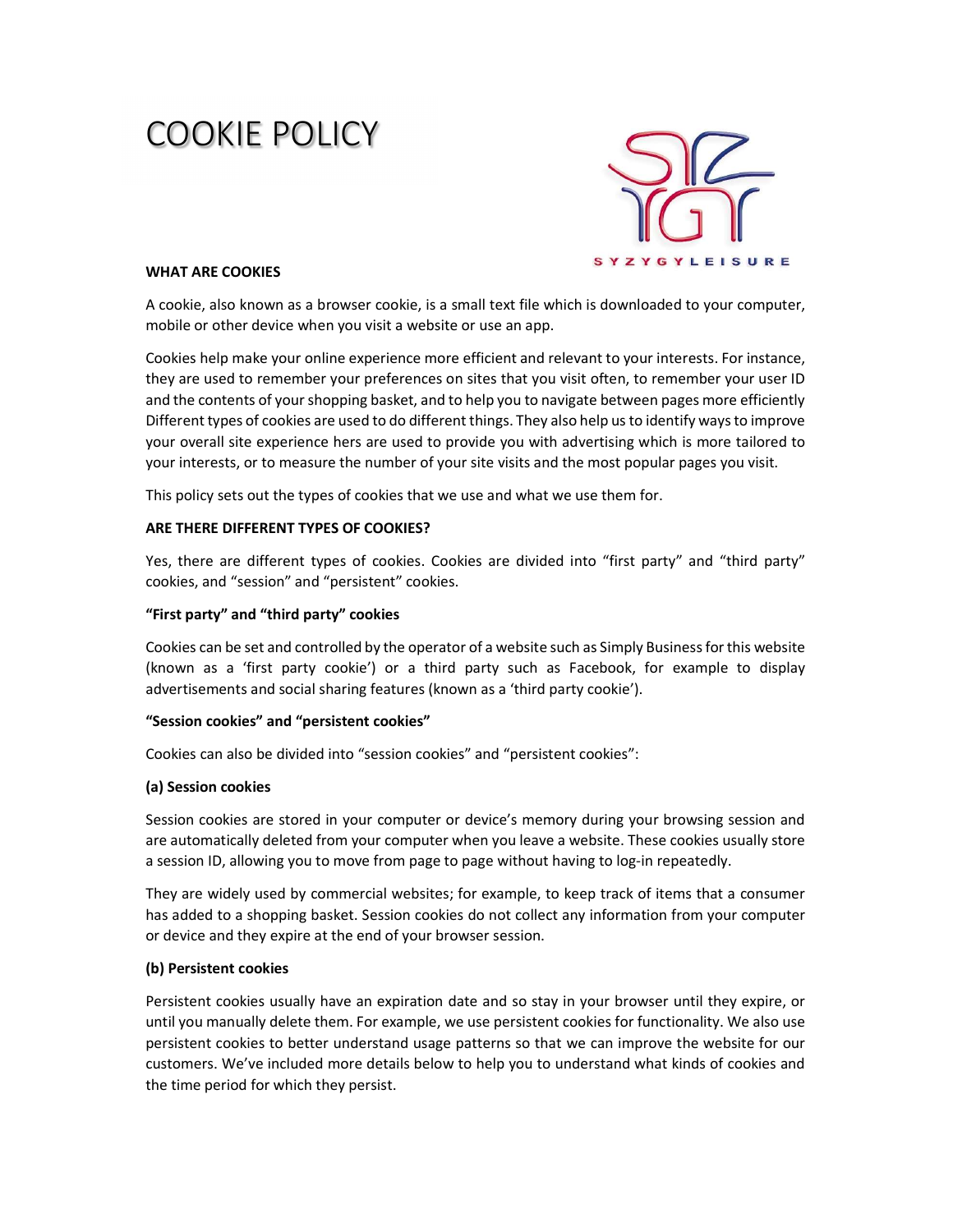# COOKIE POLICY

**WHAT ARE COOKIES**

A cookie, also known as a browser cookie, is a small text file which is downloaded to your computer, mobile or other device when you visit a website or use an app.

Cookies help make your online experience more efficient and relevant to your interests. For instance, they are used to remember your preferences on sites that you visit often, to remember your user ID and the contents of your shopping basket, and to help you to navigate between pages more efficiently Different types of cookies are used to do different things. They also help us to identify ways to improve your overall site experience hers are used to provide you with advertising which is more tailored to your interests, or to measure the number of your site visits and the most popular pages you visit.

This policy sets out the types of cookies that we use and what we use them for.

**ARE THERE DIFFERENT TYPES OF COOKIES?**

Yes, there are different types of cookies. Cookies are divided into "first party" and "third party" cookies, and "session" and "persistent" cookies.

**"First party" and "third party" cookies**

Cookies can be set and controlled by the operator of a website such as Simply Business for this website (known as a 'first party cookie') or a third party such as Facebook, for example to display advertisements and social sharing features (known as a 'third party cookie').

**"Session cookies" and "persistent cookies"**

Cookies can also be divided into "session cookies" and "persistent cookies":

**(a) Session cookies**

Session cookies are stored in your computer or device's memory during your browsing session and are automatically deleted from your computer when you leave a website. These cookies usually store a session ID, allowing you to move from page to page without having to log-in repeatedly.

They are widely used by commercial websites; for example, to keep track of items that a consumer has added to a shopping basket. Session cookies do not collect any information from your computer or device and they expire at the end of your browser session.

**(b) Persistent cookies**

Persistent cookies usually have an expiration date and so stay in your browser until they expire, or until you manually delete them. For example, we use persistent cookies for functionality. We also use persistent cookies to better understand usage patterns so that we can improve the website for our customers. We've included more details below to help you to understand what kinds of cookies and the time period for which they persist.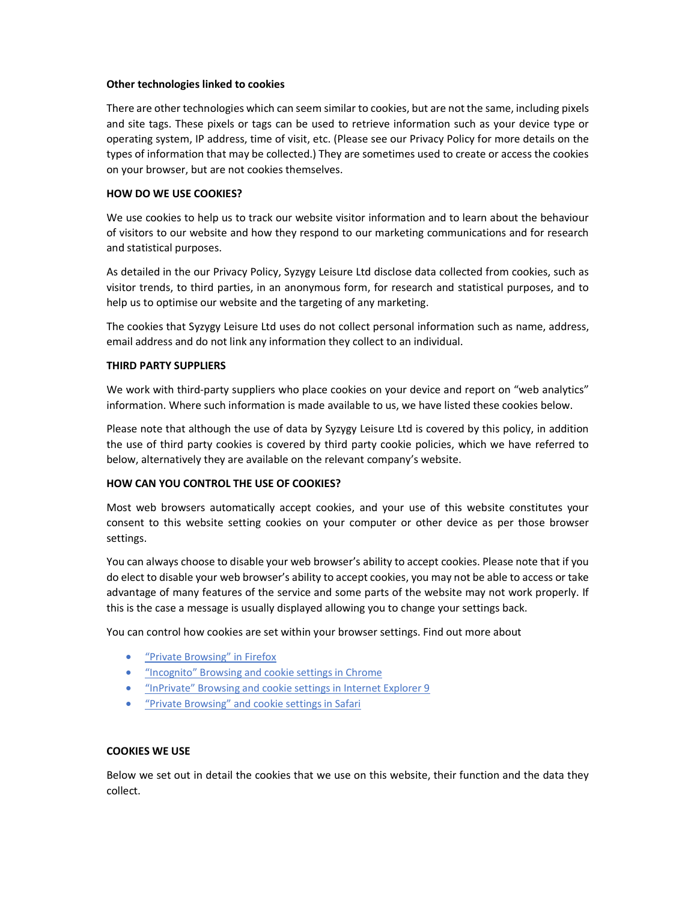**Other technologies linked to cookies**

There are other technologies which can seem similar to cookies, but are not the same, including pixels and site tags. These pixels or tags can be used to retrieve information such as your device type or operating system, IP address, time of visit, etc. (Please see our Privacy Policy for more details on the types of information that may be collected.) They are sometimes used to create or access the cookies on your browser, but are not cookies themselves.

**HOW DO WE USE COOKIES?**

We use cookies to help us to track our website visitor information and to learn about the behaviour of visitors to our website and how they respond to our marketing communications and for research and statistical purposes.

As detailed in the our Privacy Policy, Syzygy Leisure Ltd disclose data collected from cookies, such as visitor trends, to third parties, in an anonymous form, for research and statistical purposes, and to help us to optimise our website and the targeting of any marketing.

The cookies that Syzygy Leisure Ltd uses do not collect personal information such as name, address, email address and do not link any information they collect to an individual.

**THIRD PARTY SUPPLIERS**

We work with third-party suppliers who place cookies on your device and report on "web analytics" information. Where such information is made available to us, we have listed these cookies below.

Please note that although the use of data by Syzygy Leisure Ltd is covered by this policy, in addition the use of third party cookies is covered by third party cookie policies, which we have referred to below, alternatively they are available on the relevant company's website.

**HOW CAN YOU CONTROL THE USE OF COOKIES?**

Most web browsers automatically accept cookies, and your use of this website constitutes your consent to this website setting cookies on your computer or other device as per those browser settings.

You can always choose to disable your web browser's ability to accept cookies. Please note that if you do elect to disable your web browser's ability to accept cookies, you may not be able to access or take advantage of many features of the service and some parts of the website may not work properly. If this is the case a message is usually displayed allowing you to change your settings back.

You can control how cookies are set within your browser settings. Find out more about

- "Private Browsing" in Firefox
- "Incognito" Browsing and cookie settings in Chrome
- "InPrivate" Browsing and cookie settings in Internet Explorer 9
- "Private Browsing" and cookie settings in Safari

**COOKIES WE USE**

Below we set out in detail the cookies that we use on this website, their function and the data they collect.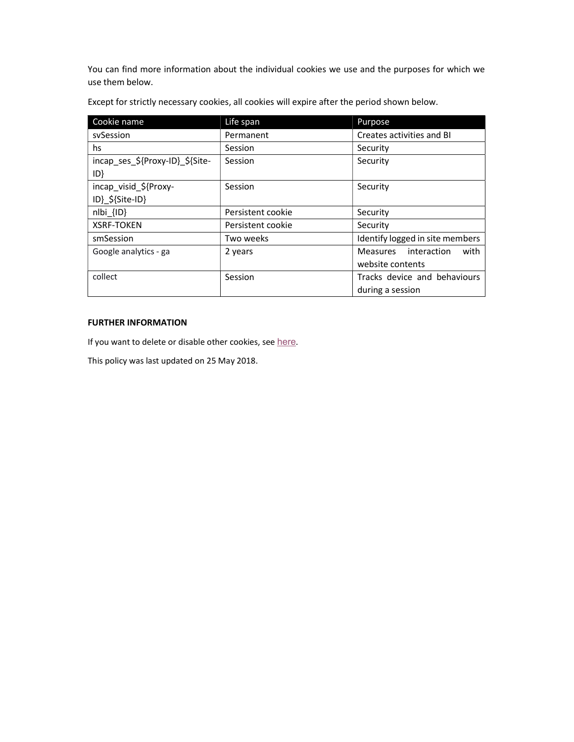You can find more information about the individual cookies we use and the purposes for which we use them below.

Except for strictly necessary cookies, all cookies will expire after the period shown below.

| Cookie name | Life span | Purpose |
|---|---|---|
| svSession | Permanent | Creates activities and BI |
| hs | Session | Security |
| incap_ses_${Proxy-ID}_${Site-ID} | Session | Security |
| incap_visid_${Proxy-ID}_${Site-ID} | Session | Security |
| nlbi_{ID} | Persistent cookie | Security |
| XSRF-TOKEN | Persistent cookie | Security |
| smSession | Two weeks | Identify logged in site members |
| Google analytics - ga | 2 years | Measures interaction with website contents |
| collect | Session | Tracks device and behaviours during a session |

**FURTHER INFORMATION**

If you want to delete or disable other cookies, see here.

This policy was last updated on 25 May 2018.